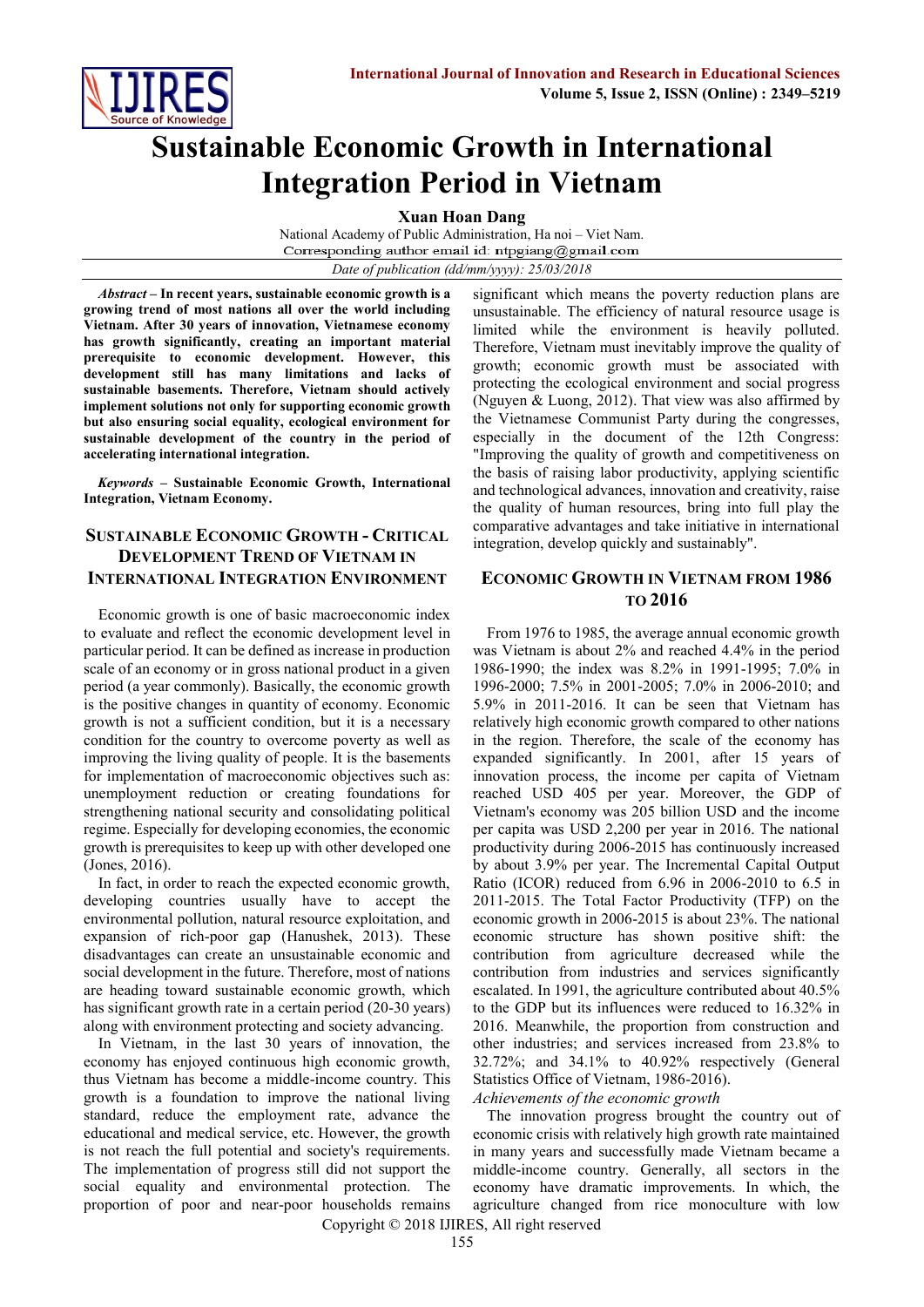# Sustainable Economic Growth in International Integration Period in Vietnam

**Xuan Hoan Dang**

National Academy of Public Administration, Ha noi – Viet Nam.
Corresponding author email id: ntpgiang@gmail.com

*Date of publication (dd/mm/yyyy): 25/03/2018*

***Abstract* – In recent years, sustainable economic growth is a growing trend of most nations all over the world including Vietnam. After 30 years of innovation, Vietnamese economy has growth significantly, creating an important material prerequisite to economic development. However, this development still has many limitations and lacks of sustainable basements. Therefore, Vietnam should actively implement solutions not only for supporting economic growth but also ensuring social equality, ecological environment for sustainable development of the country in the period of accelerating international integration.**

***Keywords* – Sustainable Economic Growth, International Integration, Vietnam Economy.**

## Sustainable Economic Growth - Critical Development Trend of Vietnam in International Integration Environment

Economic growth is one of basic macroeconomic index to evaluate and reflect the economic development level in particular period. It can be defined as increase in production scale of an economy or in gross national product in a given period (a year commonly). Basically, the economic growth is the positive changes in quantity of economy. Economic growth is not a sufficient condition, but it is a necessary condition for the country to overcome poverty as well as improving the living quality of people. It is the basements for implementation of macroeconomic objectives such as: unemployment reduction or creating foundations for strengthening national security and consolidating political regime. Especially for developing economies, the economic growth is prerequisites to keep up with other developed one (Jones, 2016).

In fact, in order to reach the expected economic growth, developing countries usually have to accept the environmental pollution, natural resource exploitation, and expansion of rich-poor gap (Hanushek, 2013). These disadvantages can create an unsustainable economic and social development in the future. Therefore, most of nations are heading toward sustainable economic growth, which has significant growth rate in a certain period (20-30 years) along with environment protecting and society advancing.

In Vietnam, in the last 30 years of innovation, the economy has enjoyed continuous high economic growth, thus Vietnam has become a middle-income country. This growth is a foundation to improve the national living standard, reduce the employment rate, advance the educational and medical service, etc. However, the growth is not reach the full potential and society's requirements. The implementation of progress still did not support the social equality and environmental protection. The proportion of poor and near-poor households remains significant which means the poverty reduction plans are unsustainable. The efficiency of natural resource usage is limited while the environment is heavily polluted. Therefore, Vietnam must inevitably improve the quality of growth; economic growth must be associated with protecting the ecological environment and social progress (Nguyen & Luong, 2012). That view was also affirmed by the Vietnamese Communist Party during the congresses, especially in the document of the 12th Congress: "Improving the quality of growth and competitiveness on the basis of raising labor productivity, applying scientific and technological advances, innovation and creativity, raise the quality of human resources, bring into full play the comparative advantages and take initiative in international integration, develop quickly and sustainably".

## Economic Growth in Vietnam from 1986 to 2016

From 1976 to 1985, the average annual economic growth was Vietnam is about 2% and reached 4.4% in the period 1986-1990; the index was 8.2% in 1991-1995; 7.0% in 1996-2000; 7.5% in 2001-2005; 7.0% in 2006-2010; and 5.9% in 2011-2016. It can be seen that Vietnam has relatively high economic growth compared to other nations in the region. Therefore, the scale of the economy has expanded significantly. In 2001, after 15 years of innovation process, the income per capita of Vietnam reached USD 405 per year. Moreover, the GDP of Vietnam's economy was 205 billion USD and the income per capita was USD 2,200 per year in 2016. The national productivity during 2006-2015 has continuously increased by about 3.9% per year. The Incremental Capital Output Ratio (ICOR) reduced from 6.96 in 2006-2010 to 6.5 in 2011-2015. The Total Factor Productivity (TFP) on the economic growth in 2006-2015 is about 23%. The national economic structure has shown positive shift: the contribution from agriculture decreased while the contribution from industries and services significantly escalated. In 1991, the agriculture contributed about 40.5% to the GDP but its influences were reduced to 16.32% in 2016. Meanwhile, the proportion from construction and other industries; and services increased from 23.8% to 32.72%; and 34.1% to 40.92% respectively (General Statistics Office of Vietnam, 1986-2016).

*Achievements of the economic growth*

The innovation progress brought the country out of economic crisis with relatively high growth rate maintained in many years and successfully made Vietnam became a middle-income country. Generally, all sectors in the economy have dramatic improvements. In which, the agriculture changed from rice monoculture with low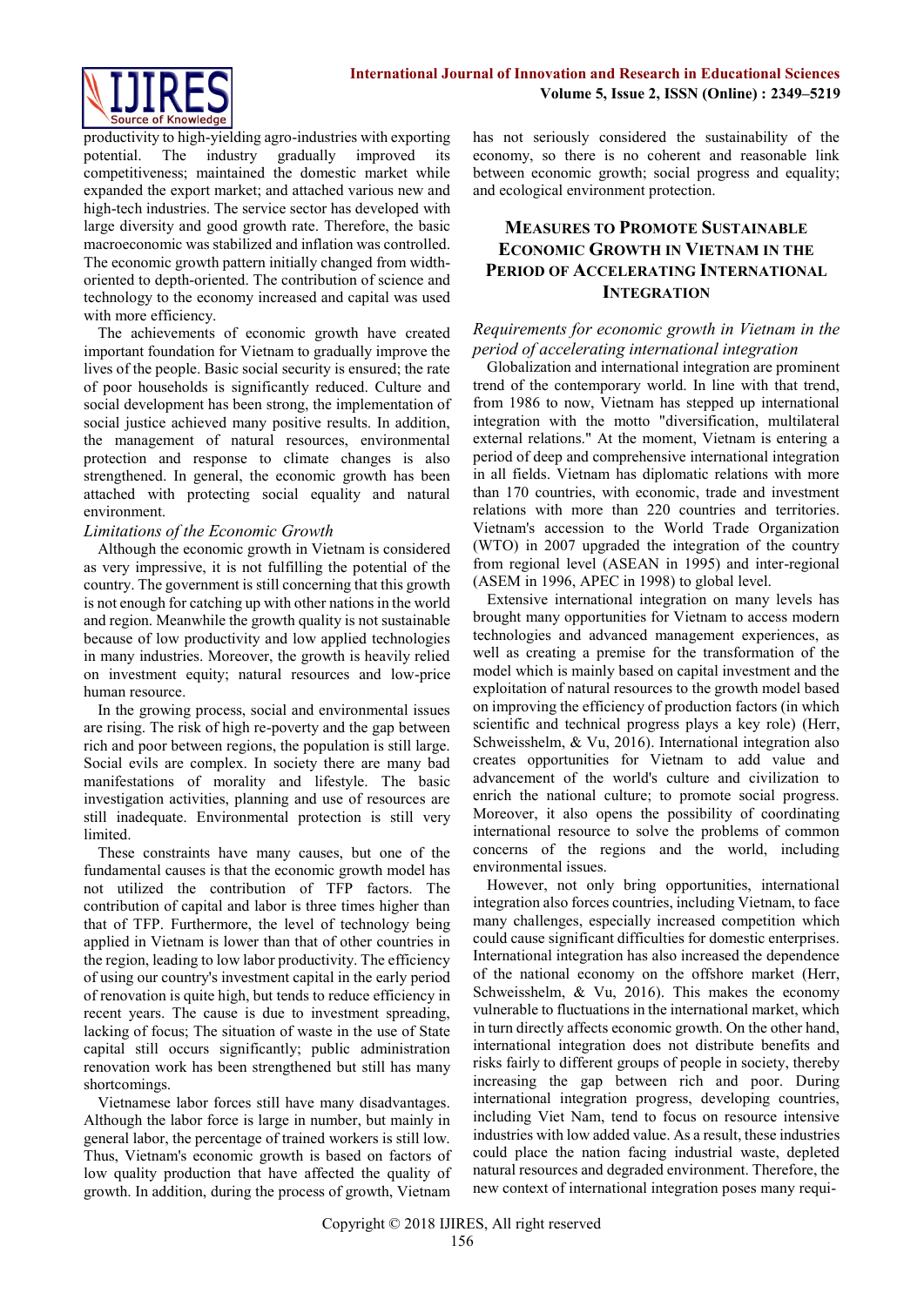productivity to high-yielding agro-industries with exporting potential. The industry gradually improved its competitiveness; maintained the domestic market while expanded the export market; and attached various new and high-tech industries. The service sector has developed with large diversity and good growth rate. Therefore, the basic macroeconomic was stabilized and inflation was controlled. The economic growth pattern initially changed from width-oriented to depth-oriented. The contribution of science and technology to the economy increased and capital was used with more efficiency.

The achievements of economic growth have created important foundation for Vietnam to gradually improve the lives of the people. Basic social security is ensured; the rate of poor households is significantly reduced. Culture and social development has been strong, the implementation of social justice achieved many positive results. In addition, the management of natural resources, environmental protection and response to climate changes is also strengthened. In general, the economic growth has been attached with protecting social equality and natural environment.

*Limitations of the Economic Growth*

Although the economic growth in Vietnam is considered as very impressive, it is not fulfilling the potential of the country. The government is still concerning that this growth is not enough for catching up with other nations in the world and region. Meanwhile the growth quality is not sustainable because of low productivity and low applied technologies in many industries. Moreover, the growth is heavily relied on investment equity; natural resources and low-price human resource.

In the growing process, social and environmental issues are rising. The risk of high re-poverty and the gap between rich and poor between regions, the population is still large. Social evils are complex. In society there are many bad manifestations of morality and lifestyle. The basic investigation activities, planning and use of resources are still inadequate. Environmental protection is still very limited.

These constraints have many causes, but one of the fundamental causes is that the economic growth model has not utilized the contribution of TFP factors. The contribution of capital and labor is three times higher than that of TFP. Furthermore, the level of technology being applied in Vietnam is lower than that of other countries in the region, leading to low labor productivity. The efficiency of using our country's investment capital in the early period of renovation is quite high, but tends to reduce efficiency in recent years. The cause is due to investment spreading, lacking of focus; The situation of waste in the use of State capital still occurs significantly; public administration renovation work has been strengthened but still has many shortcomings.

Vietnamese labor forces still have many disadvantages. Although the labor force is large in number, but mainly in general labor, the percentage of trained workers is still low. Thus, Vietnam's economic growth is based on factors of low quality production that have affected the quality of growth. In addition, during the process of growth, Vietnam has not seriously considered the sustainability of the economy, so there is no coherent and reasonable link between economic growth; social progress and equality; and ecological environment protection.

## Measures to Promote Sustainable Economic Growth in Vietnam in the Period of Accelerating International Integration

*Requirements for economic growth in Vietnam in the period of accelerating international integration*

Globalization and international integration are prominent trend of the contemporary world. In line with that trend, from 1986 to now, Vietnam has stepped up international integration with the motto "diversification, multilateral external relations." At the moment, Vietnam is entering a period of deep and comprehensive international integration in all fields. Vietnam has diplomatic relations with more than 170 countries, with economic, trade and investment relations with more than 220 countries and territories. Vietnam's accession to the World Trade Organization (WTO) in 2007 upgraded the integration of the country from regional level (ASEAN in 1995) and inter-regional (ASEM in 1996, APEC in 1998) to global level.

Extensive international integration on many levels has brought many opportunities for Vietnam to access modern technologies and advanced management experiences, as well as creating a premise for the transformation of the model which is mainly based on capital investment and the exploitation of natural resources to the growth model based on improving the efficiency of production factors (in which scientific and technical progress plays a key role) (Herr, Schweisshelm, & Vu, 2016). International integration also creates opportunities for Vietnam to add value and advancement of the world's culture and civilization to enrich the national culture; to promote social progress. Moreover, it also opens the possibility of coordinating international resource to solve the problems of common concerns of the regions and the world, including environmental issues.

However, not only bring opportunities, international integration also forces countries, including Vietnam, to face many challenges, especially increased competition which could cause significant difficulties for domestic enterprises. International integration has also increased the dependence of the national economy on the offshore market (Herr, Schweisshelm, & Vu, 2016). This makes the economy vulnerable to fluctuations in the international market, which in turn directly affects economic growth. On the other hand, international integration does not distribute benefits and risks fairly to different groups of people in society, thereby increasing the gap between rich and poor. During international integration progress, developing countries, including Viet Nam, tend to focus on resource intensive industries with low added value. As a result, these industries could place the nation facing industrial waste, depleted natural resources and degraded environment. Therefore, the new context of international integration poses many requi-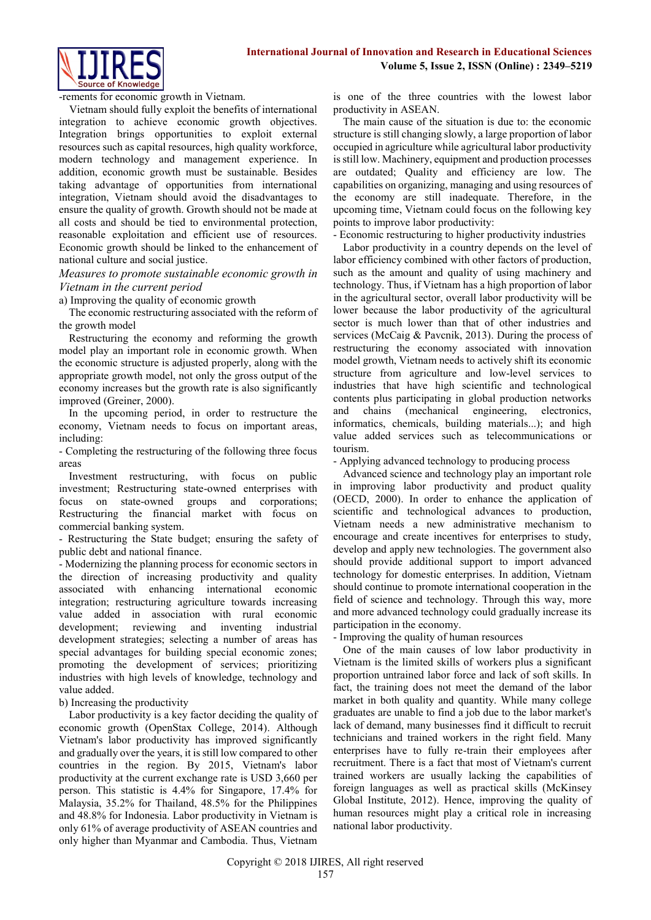-rements for economic growth in Vietnam.

Vietnam should fully exploit the benefits of international integration to achieve economic growth objectives. Integration brings opportunities to exploit external resources such as capital resources, high quality workforce, modern technology and management experience. In addition, economic growth must be sustainable. Besides taking advantage of opportunities from international integration, Vietnam should avoid the disadvantages to ensure the quality of growth. Growth should not be made at all costs and should be tied to environmental protection, reasonable exploitation and efficient use of resources. Economic growth should be linked to the enhancement of national culture and social justice.

*Measures to promote sustainable economic growth in Vietnam in the current period*

a) Improving the quality of economic growth

The economic restructuring associated with the reform of the growth model

Restructuring the economy and reforming the growth model play an important role in economic growth. When the economic structure is adjusted properly, along with the appropriate growth model, not only the gross output of the economy increases but the growth rate is also significantly improved (Greiner, 2000).

In the upcoming period, in order to restructure the economy, Vietnam needs to focus on important areas, including:

- Completing the restructuring of the following three focus areas

Investment restructuring, with focus on public investment; Restructuring state-owned enterprises with focus on state-owned groups and corporations; Restructuring the financial market with focus on commercial banking system.

- Restructuring the State budget; ensuring the safety of public debt and national finance.
- Modernizing the planning process for economic sectors in the direction of increasing productivity and quality associated with enhancing international economic integration; restructuring agriculture towards increasing value added in association with rural economic development; reviewing and inventing industrial development strategies; selecting a number of areas has special advantages for building special economic zones; promoting the development of services; prioritizing industries with high levels of knowledge, technology and value added.

b) Increasing the productivity

Labor productivity is a key factor deciding the quality of economic growth (OpenStax College, 2014). Although Vietnam's labor productivity has improved significantly and gradually over the years, it is still low compared to other countries in the region. By 2015, Vietnam's labor productivity at the current exchange rate is USD 3,660 per person. This statistic is 4.4% for Singapore, 17.4% for Malaysia, 35.2% for Thailand, 48.5% for the Philippines and 48.8% for Indonesia. Labor productivity in Vietnam is only 61% of average productivity of ASEAN countries and only higher than Myanmar and Cambodia. Thus, Vietnam is one of the three countries with the lowest labor productivity in ASEAN.

The main cause of the situation is due to: the economic structure is still changing slowly, a large proportion of labor occupied in agriculture while agricultural labor productivity is still low. Machinery, equipment and production processes are outdated; Quality and efficiency are low. The capabilities on organizing, managing and using resources of the economy are still inadequate. Therefore, in the upcoming time, Vietnam could focus on the following key points to improve labor productivity:

- Economic restructuring to higher productivity industries

Labor productivity in a country depends on the level of labor efficiency combined with other factors of production, such as the amount and quality of using machinery and technology. Thus, if Vietnam has a high proportion of labor in the agricultural sector, overall labor productivity will be lower because the labor productivity of the agricultural sector is much lower than that of other industries and services (McCaig & Pavcnik, 2013). During the process of restructuring the economy associated with innovation model growth, Vietnam needs to actively shift its economic structure from agriculture and low-level services to industries that have high scientific and technological contents plus participating in global production networks and chains (mechanical engineering, electronics, informatics, chemicals, building materials...); and high value added services such as telecommunications or tourism.

- Applying advanced technology to producing process

Advanced science and technology play an important role in improving labor productivity and product quality (OECD, 2000). In order to enhance the application of scientific and technological advances to production, Vietnam needs a new administrative mechanism to encourage and create incentives for enterprises to study, develop and apply new technologies. The government also should provide additional support to import advanced technology for domestic enterprises. In addition, Vietnam should continue to promote international cooperation in the field of science and technology. Through this way, more and more advanced technology could gradually increase its participation in the economy.

- Improving the quality of human resources

One of the main causes of low labor productivity in Vietnam is the limited skills of workers plus a significant proportion untrained labor force and lack of soft skills. In fact, the training does not meet the demand of the labor market in both quality and quantity. While many college graduates are unable to find a job due to the labor market's lack of demand, many businesses find it difficult to recruit technicians and trained workers in the right field. Many enterprises have to fully re-train their employees after recruitment. There is a fact that most of Vietnam's current trained workers are usually lacking the capabilities of foreign languages as well as practical skills (McKinsey Global Institute, 2012). Hence, improving the quality of human resources might play a critical role in increasing national labor productivity.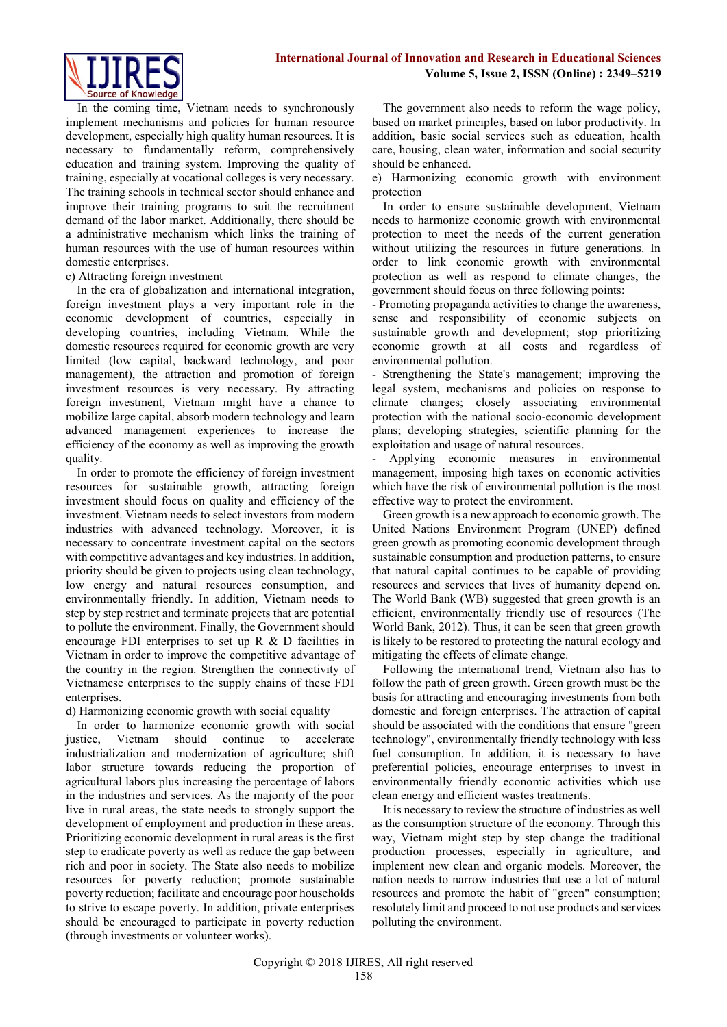In the coming time, Vietnam needs to synchronously implement mechanisms and policies for human resource development, especially high quality human resources. It is necessary to fundamentally reform, comprehensively education and training system. Improving the quality of training, especially at vocational colleges is very necessary. The training schools in technical sector should enhance and improve their training programs to suit the recruitment demand of the labor market. Additionally, there should be a administrative mechanism which links the training of human resources with the use of human resources within domestic enterprises.

c) Attracting foreign investment

In the era of globalization and international integration, foreign investment plays a very important role in the economic development of countries, especially in developing countries, including Vietnam. While the domestic resources required for economic growth are very limited (low capital, backward technology, and poor management), the attraction and promotion of foreign investment resources is very necessary. By attracting foreign investment, Vietnam might have a chance to mobilize large capital, absorb modern technology and learn advanced management experiences to increase the efficiency of the economy as well as improving the growth quality.

In order to promote the efficiency of foreign investment resources for sustainable growth, attracting foreign investment should focus on quality and efficiency of the investment. Vietnam needs to select investors from modern industries with advanced technology. Moreover, it is necessary to concentrate investment capital on the sectors with competitive advantages and key industries. In addition, priority should be given to projects using clean technology, low energy and natural resources consumption, and environmentally friendly. In addition, Vietnam needs to step by step restrict and terminate projects that are potential to pollute the environment. Finally, the Government should encourage FDI enterprises to set up R & D facilities in Vietnam in order to improve the competitive advantage of the country in the region. Strengthen the connectivity of Vietnamese enterprises to the supply chains of these FDI enterprises.

d) Harmonizing economic growth with social equality

In order to harmonize economic growth with social justice, Vietnam should continue to accelerate industrialization and modernization of agriculture; shift labor structure towards reducing the proportion of agricultural labors plus increasing the percentage of labors in the industries and services. As the majority of the poor live in rural areas, the state needs to strongly support the development of employment and production in these areas. Prioritizing economic development in rural areas is the first step to eradicate poverty as well as reduce the gap between rich and poor in society. The State also needs to mobilize resources for poverty reduction; promote sustainable poverty reduction; facilitate and encourage poor households to strive to escape poverty. In addition, private enterprises should be encouraged to participate in poverty reduction (through investments or volunteer works).

The government also needs to reform the wage policy, based on market principles, based on labor productivity. In addition, basic social services such as education, health care, housing, clean water, information and social security should be enhanced.

e) Harmonizing economic growth with environment protection

In order to ensure sustainable development, Vietnam needs to harmonize economic growth with environmental protection to meet the needs of the current generation without utilizing the resources in future generations. In order to link economic growth with environmental protection as well as respond to climate changes, the government should focus on three following points:

- Promoting propaganda activities to change the awareness, sense and responsibility of economic subjects on sustainable growth and development; stop prioritizing economic growth at all costs and regardless of environmental pollution.
- Strengthening the State's management; improving the legal system, mechanisms and policies on response to climate changes; closely associating environmental protection with the national socio-economic development plans; developing strategies, scientific planning for the exploitation and usage of natural resources.
- Applying economic measures in environmental management, imposing high taxes on economic activities which have the risk of environmental pollution is the most effective way to protect the environment.

Green growth is a new approach to economic growth. The United Nations Environment Program (UNEP) defined green growth as promoting economic development through sustainable consumption and production patterns, to ensure that natural capital continues to be capable of providing resources and services that lives of humanity depend on. The World Bank (WB) suggested that green growth is an efficient, environmentally friendly use of resources (The World Bank, 2012). Thus, it can be seen that green growth is likely to be restored to protecting the natural ecology and mitigating the effects of climate change.

Following the international trend, Vietnam also has to follow the path of green growth. Green growth must be the basis for attracting and encouraging investments from both domestic and foreign enterprises. The attraction of capital should be associated with the conditions that ensure "green technology", environmentally friendly technology with less fuel consumption. In addition, it is necessary to have preferential policies, encourage enterprises to invest in environmentally friendly economic activities which use clean energy and efficient wastes treatments.

It is necessary to review the structure of industries as well as the consumption structure of the economy. Through this way, Vietnam might step by step change the traditional production processes, especially in agriculture, and implement new clean and organic models. Moreover, the nation needs to narrow industries that use a lot of natural resources and promote the habit of "green" consumption; resolutely limit and proceed to not use products and services polluting the environment.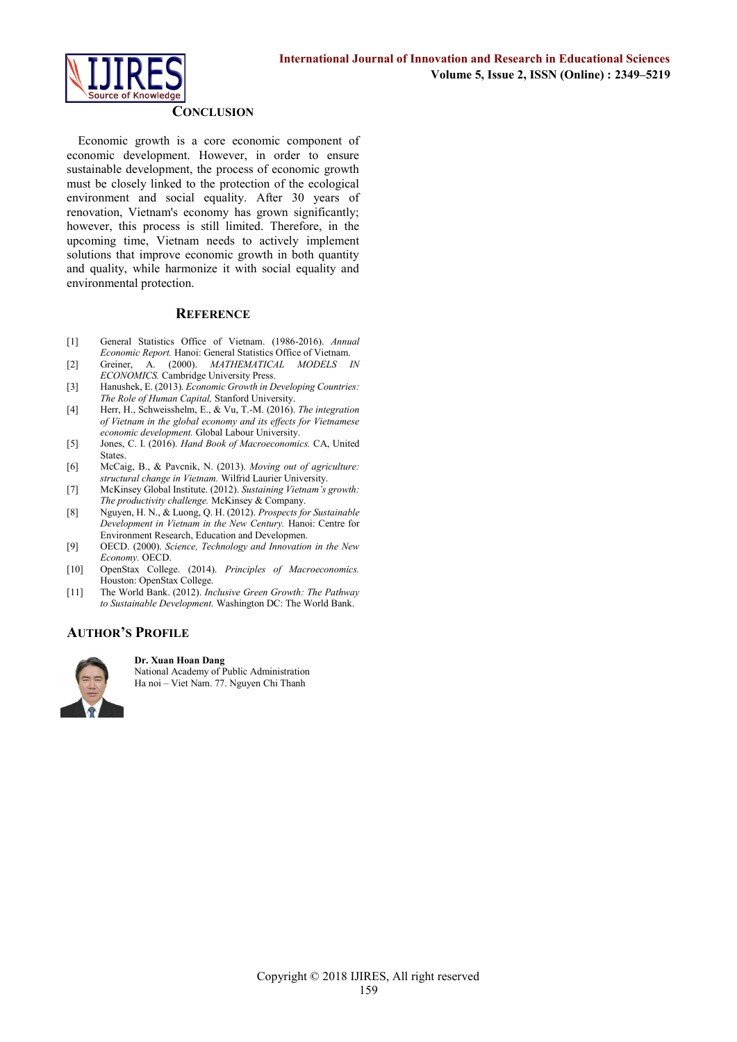## CONCLUSION

Economic growth is a core economic component of economic development. However, in order to ensure sustainable development, the process of economic growth must be closely linked to the protection of the ecological environment and social equality. After 30 years of renovation, Vietnam's economy has grown significantly; however, this process is still limited. Therefore, in the upcoming time, Vietnam needs to actively implement solutions that improve economic growth in both quantity and quality, while harmonize it with social equality and environmental protection.

## REFERENCE

[1] General Statistics Office of Vietnam. (1986-2016). *Annual Economic Report.* Hanoi: General Statistics Office of Vietnam.

[2] Greiner, A. (2000). *MATHEMATICAL MODELS IN ECONOMICS.* Cambridge University Press.

[3] Hanushek, E. (2013). *Economic Growth in Developing Countries: The Role of Human Capital,* Stanford University.

[4] Herr, H., Schweisshelm, E., & Vu, T.-M. (2016). *The integration of Vietnam in the global economy and its effects for Vietnamese economic development.* Global Labour University.

[5] Jones, C. I. (2016). *Hand Book of Macroeconomics.* CA, United States.

[6] McCaig, B., & Pavcnik, N. (2013). *Moving out of agriculture: structural change in Vietnam.* Wilfrid Laurier University.

[7] McKinsey Global Institute. (2012). *Sustaining Vietnam's growth: The productivity challenge.* McKinsey & Company.

[8] Nguyen, H. N., & Luong, Q. H. (2012). *Prospects for Sustainable Development in Vietnam in the New Century.* Hanoi: Centre for Environment Research, Education and Developmen.

[9] OECD. (2000). *Science, Technology and Innovation in the New Economy.* OECD.

[10] OpenStax College. (2014). *Principles of Macroeconomics.* Houston: OpenStax College.

[11] The World Bank. (2012). *Inclusive Green Growth: The Pathway to Sustainable Development.* Washington DC: The World Bank.

## AUTHOR'S PROFILE

**Dr. Xuan Hoan Dang**
National Academy of Public Administration
Ha noi – Viet Nam. 77. Nguyen Chi Thanh